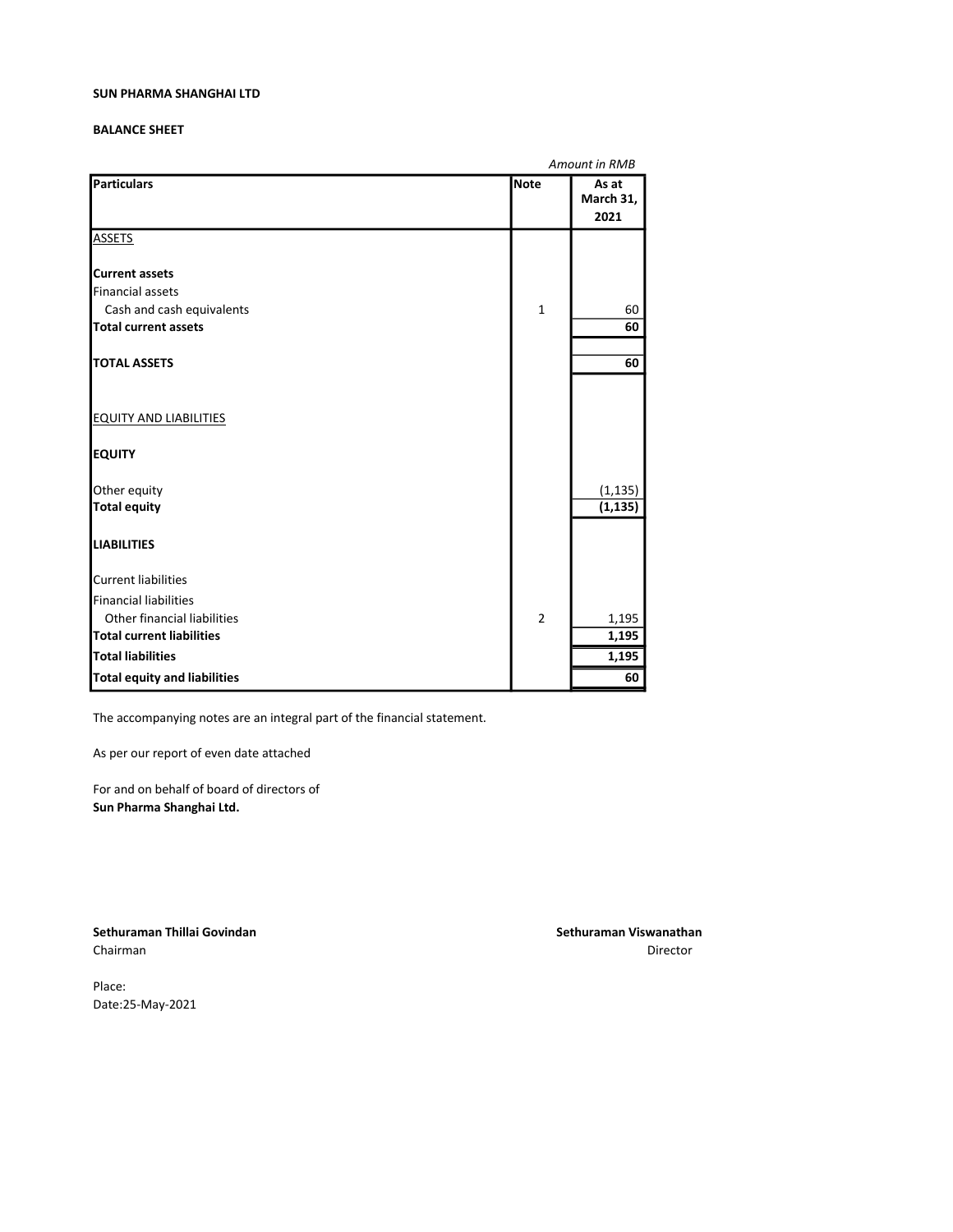**SUN PHARMA SHANGHAI LTD**

**BALANCE SHEET**

*Amount in RMB*

| Particulars | Note | As at March 31, 2021 |
|---|---|---|
| ASSETS | | |
| **Current assets** | | |
| Financial assets | | |
| Cash and cash equivalents | 1 | 60 |
| **Total current assets** | | **60** |
| **TOTAL ASSETS** | | **60** |
| EQUITY AND LIABILITIES | | |
| **EQUITY** | | |
| Other equity | | (1,135) |
| **Total equity** | | **(1,135)** |
| **LIABILITIES** | | |
| Current liabilities | | |
| Financial liabilities | | |
| Other financial liabilities | 2 | 1,195 |
| **Total current liabilities** | | **1,195** |
| **Total liabilities** | | **1,195** |
| **Total equity and liabilities** | | **60** |

The accompanying notes are an integral part of the financial statement.

As per our report of even date attached

For and on behalf of board of directors of
**Sun Pharma Shanghai Ltd.**

**Sethuraman Thillai Govindan**
Chairman

**Sethuraman Viswanathan**
Director

Place:
Date:25-May-2021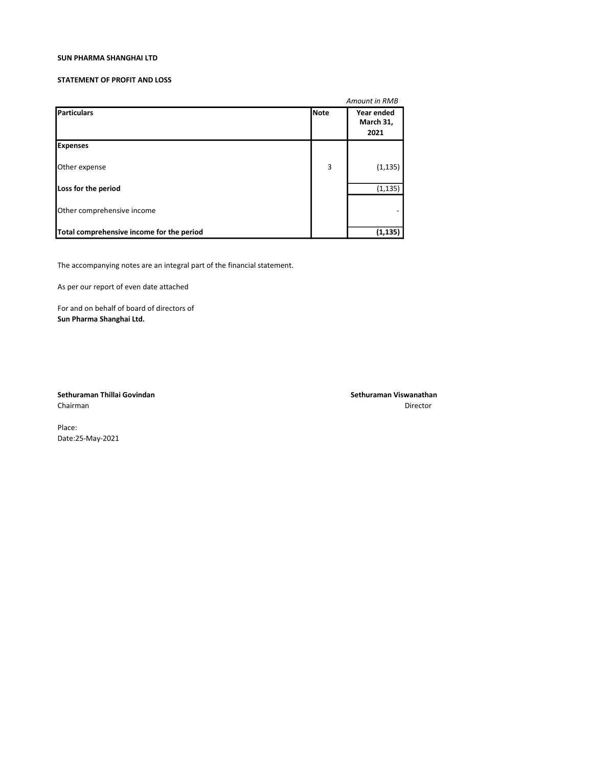**SUN PHARMA SHANGHAI LTD**

**STATEMENT OF PROFIT AND LOSS**

*Amount in RMB*

| Particulars | Note | Year ended March 31, 2021 |
|---|---|---|
| **Expenses** | | |
| Other expense | 3 | (1,135) |
| **Loss for the period** | | (1,135) |
| Other comprehensive income | | - |
| **Total comprehensive income for the period** | | **(1,135)** |

The accompanying notes are an integral part of the financial statement.

As per our report of even date attached

For and on behalf of board of directors of
**Sun Pharma Shanghai Ltd.**

**Sethuraman Thillai Govindan**
Chairman

**Sethuraman Viswanathan**
Director

Place:
Date:25-May-2021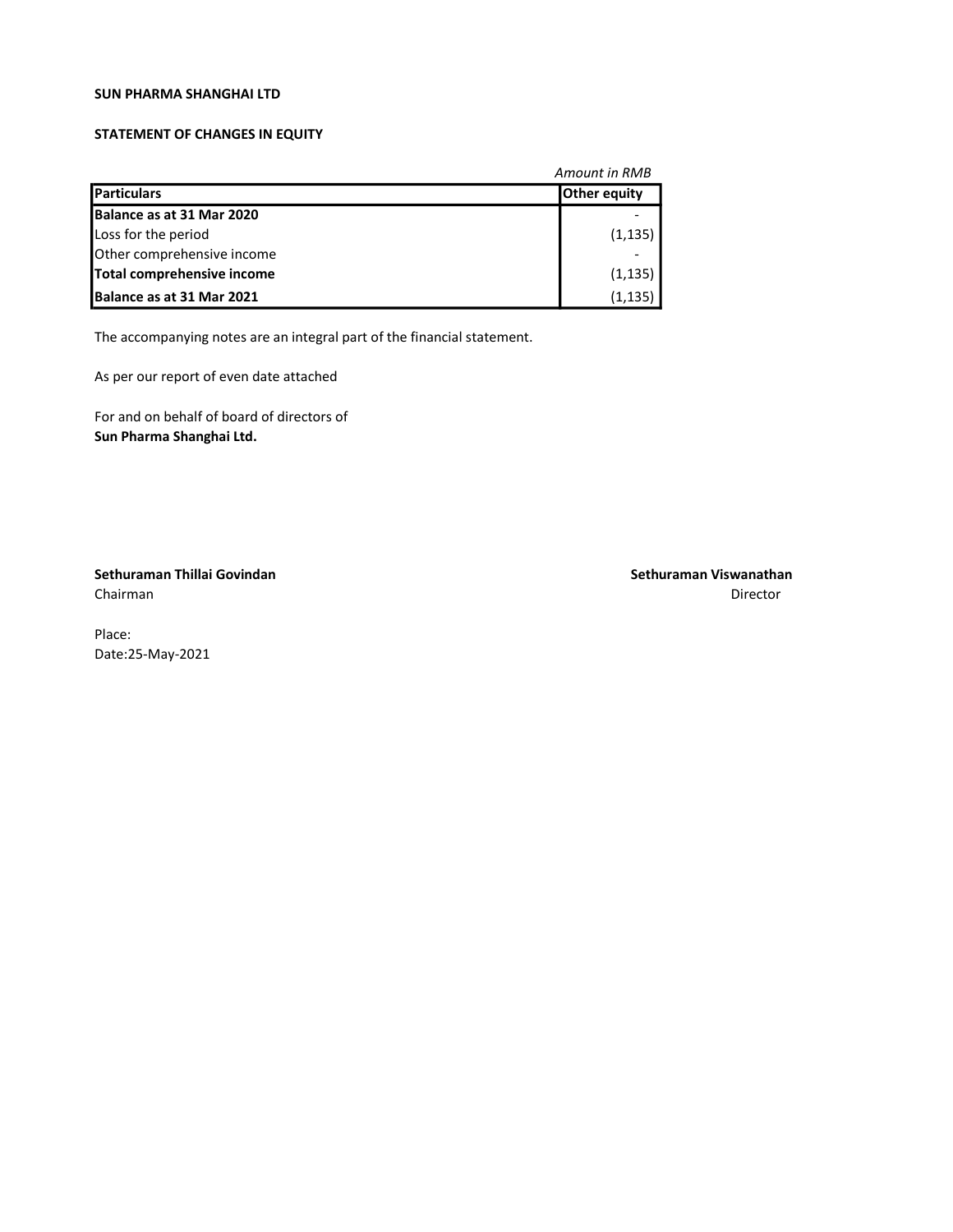**SUN PHARMA SHANGHAI LTD**

**STATEMENT OF CHANGES IN EQUITY**

*Amount in RMB*

| Particulars | Other equity |
|---|---|
| **Balance as at 31 Mar 2020** | - |
| Loss for the period | (1,135) |
| Other comprehensive income | - |
| **Total comprehensive income** | (1,135) |
| **Balance as at 31 Mar 2021** | (1,135) |

The accompanying notes are an integral part of the financial statement.

As per our report of even date attached

For and on behalf of board of directors of
**Sun Pharma Shanghai Ltd.**

**Sethuraman Thillai Govindan**
Chairman

**Sethuraman Viswanathan**
Director

Place:
Date:25-May-2021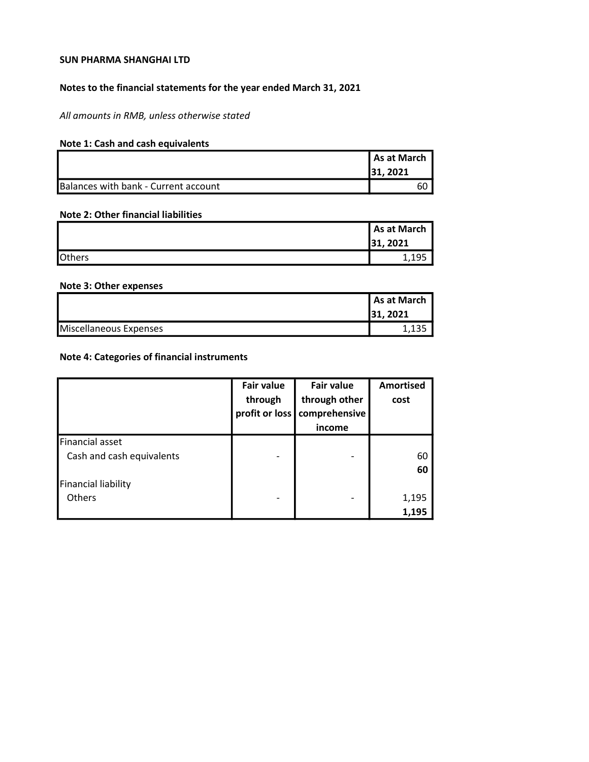**SUN PHARMA SHANGHAI LTD**

**Notes to the financial statements for the year ended March 31, 2021**

*All amounts in RMB, unless otherwise stated*

**Note 1: Cash and cash equivalents**

| | As at March 31, 2021 |
|---|---|
| Balances with bank - Current account | 60 |

**Note 2: Other financial liabilities**

| | As at March 31, 2021 |
|---|---|
| Others | 1,195 |

**Note 3: Other expenses**

| | As at March 31, 2021 |
|---|---|
| Miscellaneous Expenses | 1,135 |

**Note 4: Categories of financial instruments**

| | Fair value through profit or loss | Fair value through other comprehensive income | Amortised cost |
|---|---|---|---|
| Financial asset | | | |
| Cash and cash equivalents | - | - | 60 |
| | | | **60** |
| Financial liability | | | |
| Others | - | - | 1,195 |
| | | | **1,195** |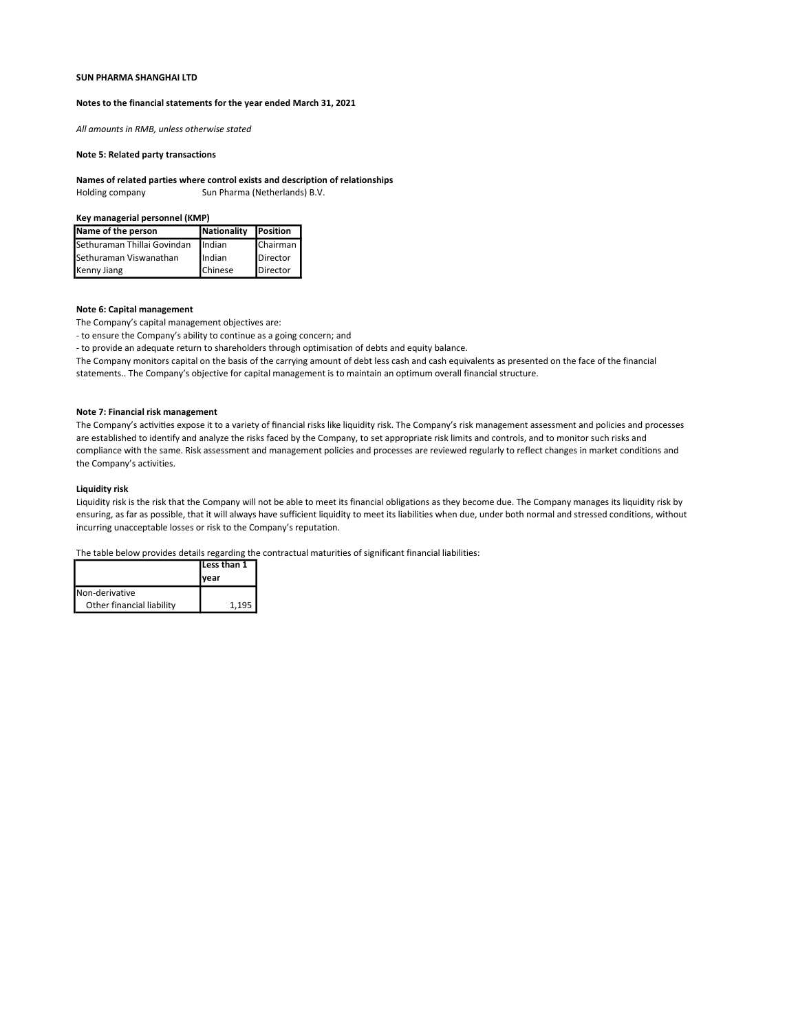**SUN PHARMA SHANGHAI LTD**

**Notes to the financial statements for the year ended March 31, 2021**

*All amounts in RMB, unless otherwise stated*

**Note 5: Related party transactions**

**Names of related parties where control exists and description of relationships**

Holding company — Sun Pharma (Netherlands) B.V.

**Key managerial personnel (KMP)**

| Name of the person | Nationality | Position |
|---|---|---|
| Sethuraman Thillai Govindan | Indian | Chairman |
| Sethuraman Viswanathan | Indian | Director |
| Kenny Jiang | Chinese | Director |

**Note 6: Capital management**

The Company's capital management objectives are:

- to ensure the Company's ability to continue as a going concern; and
- to provide an adequate return to shareholders through optimisation of debts and equity balance.

The Company monitors capital on the basis of the carrying amount of debt less cash and cash equivalents as presented on the face of the financial statements.. The Company's objective for capital management is to maintain an optimum overall financial structure.

**Note 7: Financial risk management**

The Company's activities expose it to a variety of financial risks like liquidity risk. The Company's risk management assessment and policies and processes are established to identify and analyze the risks faced by the Company, to set appropriate risk limits and controls, and to monitor such risks and compliance with the same. Risk assessment and management policies and processes are reviewed regularly to reflect changes in market conditions and the Company's activities.

**Liquidity risk**

Liquidity risk is the risk that the Company will not be able to meet its financial obligations as they become due. The Company manages its liquidity risk by ensuring, as far as possible, that it will always have sufficient liquidity to meet its liabilities when due, under both normal and stressed conditions, without incurring unacceptable losses or risk to the Company's reputation.

The table below provides details regarding the contractual maturities of significant financial liabilities:

| | Less than 1 year |
|---|---|
| Non-derivative | |
| Other financial liability | 1,195 |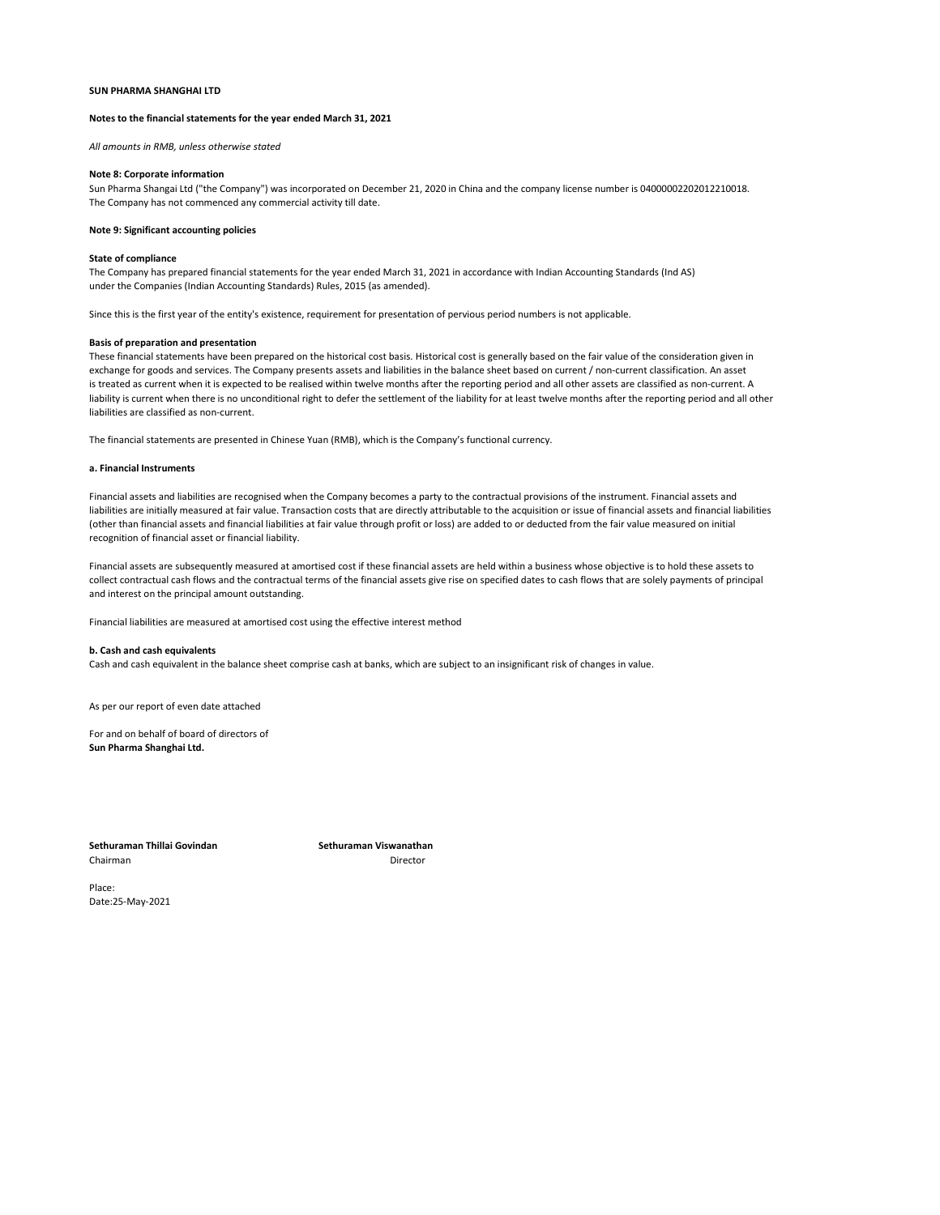**SUN PHARMA SHANGHAI LTD**

**Notes to the financial statements for the year ended March 31, 2021**

*All amounts in RMB, unless otherwise stated*

**Note 8: Corporate information**

Sun Pharma Shangai Ltd ("the Company") was incorporated on December 21, 2020 in China and the company license number is 04000002202012210018.
The Company has not commenced any commercial activity till date.

**Note 9: Significant accounting policies**

**State of compliance**

The Company has prepared financial statements for the year ended March 31, 2021 in accordance with Indian Accounting Standards (Ind AS) under the Companies (Indian Accounting Standards) Rules, 2015 (as amended).

Since this is the first year of the entity's existence, requirement for presentation of pervious period numbers is not applicable.

**Basis of preparation and presentation**

These financial statements have been prepared on the historical cost basis. Historical cost is generally based on the fair value of the consideration given in exchange for goods and services. The Company presents assets and liabilities in the balance sheet based on current / non-current classification. An asset is treated as current when it is expected to be realised within twelve months after the reporting period and all other assets are classified as non-current. A liability is current when there is no unconditional right to defer the settlement of the liability for at least twelve months after the reporting period and all other liabilities are classified as non-current.

The financial statements are presented in Chinese Yuan (RMB), which is the Company's functional currency.

**a. Financial Instruments**

Financial assets and liabilities are recognised when the Company becomes a party to the contractual provisions of the instrument. Financial assets and liabilities are initially measured at fair value. Transaction costs that are directly attributable to the acquisition or issue of financial assets and financial liabilities (other than financial assets and financial liabilities at fair value through profit or loss) are added to or deducted from the fair value measured on initial recognition of financial asset or financial liability.

Financial assets are subsequently measured at amortised cost if these financial assets are held within a business whose objective is to hold these assets to collect contractual cash flows and the contractual terms of the financial assets give rise on specified dates to cash flows that are solely payments of principal and interest on the principal amount outstanding.

Financial liabilities are measured at amortised cost using the effective interest method

**b. Cash and cash equivalents**

Cash and cash equivalent in the balance sheet comprise cash at banks, which are subject to an insignificant risk of changes in value.

As per our report of even date attached

For and on behalf of board of directors of
**Sun Pharma Shanghai Ltd.**

| | |
|---|---|
| **Sethuraman Thillai Govindan** | **Sethuraman Viswanathan** |
| Chairman | Director |

Place:
Date:25-May-2021